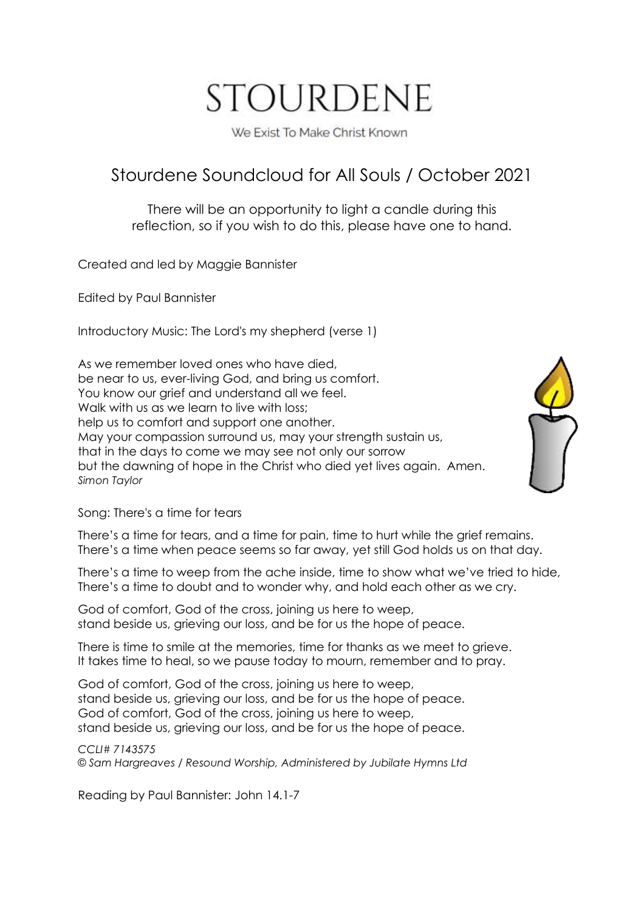# STOURDENE

We Exist To Make Christ Known

## Stourdene Soundcloud for All Souls / October 2021

There will be an opportunity to light a candle during this reflection, so if you wish to do this, please have one to hand.

Created and led by Maggie Bannister

Edited by Paul Bannister

Introductory Music: The Lord's my shepherd (verse 1)

As we remember loved ones who have died,
be near to us, ever-living God, and bring us comfort.
You know our grief and understand all we feel.
Walk with us as we learn to live with loss;
help us to comfort and support one another.
May your compassion surround us, may your strength sustain us,
that in the days to come we may see not only our sorrow
but the dawning of hope in the Christ who died yet lives again. Amen.
*Simon Taylor*

Song: There's a time for tears

There's a time for tears, and a time for pain, time to hurt while the grief remains.
There's a time when peace seems so far away, yet still God holds us on that day.

There's a time to weep from the ache inside, time to show what we've tried to hide,
There's a time to doubt and to wonder why, and hold each other as we cry.

God of comfort, God of the cross, joining us here to weep,
stand beside us, grieving our loss, and be for us the hope of peace.

There is time to smile at the memories, time for thanks as we meet to grieve.
It takes time to heal, so we pause today to mourn, remember and to pray.

God of comfort, God of the cross, joining us here to weep,
stand beside us, grieving our loss, and be for us the hope of peace.
God of comfort, God of the cross, joining us here to weep,
stand beside us, grieving our loss, and be for us the hope of peace.

*CCLI# 7143575*
*© Sam Hargreaves / Resound Worship, Administered by Jubilate Hymns Ltd*

Reading by Paul Bannister: John 14.1-7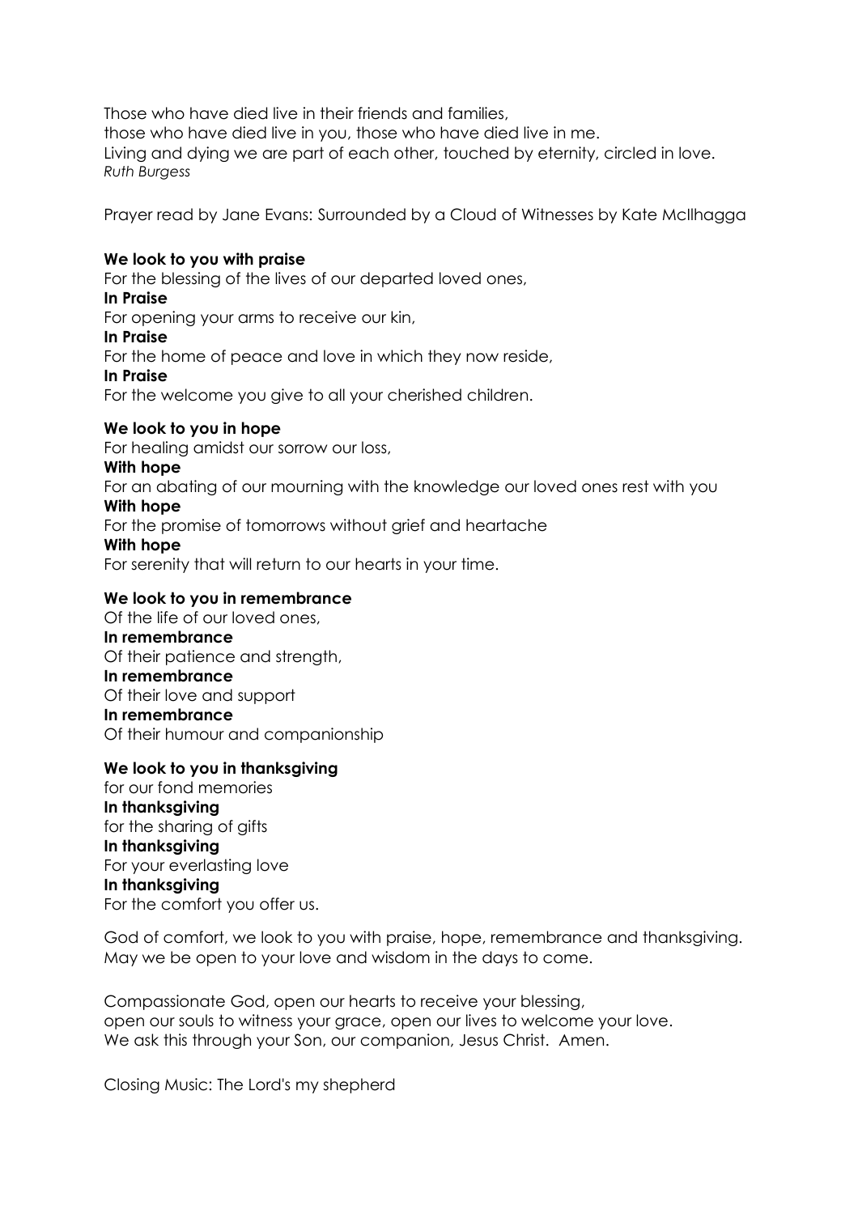Those who have died live in their friends and families,
those who have died live in you, those who have died live in me.
Living and dying we are part of each other, touched by eternity, circled in love.
*Ruth Burgess*

Prayer read by Jane Evans: Surrounded by a Cloud of Witnesses by Kate McIlhagga

**We look to you with praise**
For the blessing of the lives of our departed loved ones,
**In Praise**
For opening your arms to receive our kin,
**In Praise**
For the home of peace and love in which they now reside,
**In Praise**
For the welcome you give to all your cherished children.

**We look to you in hope**
For healing amidst our sorrow our loss,
**With hope**
For an abating of our mourning with the knowledge our loved ones rest with you
**With hope**
For the promise of tomorrows without grief and heartache
**With hope**
For serenity that will return to our hearts in your time.

**We look to you in remembrance**
Of the life of our loved ones,
**In remembrance**
Of their patience and strength,
**In remembrance**
Of their love and support
**In remembrance**
Of their humour and companionship

**We look to you in thanksgiving**
for our fond memories
**In thanksgiving**
for the sharing of gifts
**In thanksgiving**
For your everlasting love
**In thanksgiving**
For the comfort you offer us.

God of comfort, we look to you with praise, hope, remembrance and thanksgiving.
May we be open to your love and wisdom in the days to come.

Compassionate God, open our hearts to receive your blessing,
open our souls to witness your grace, open our lives to welcome your love.
We ask this through your Son, our companion, Jesus Christ. Amen.

Closing Music: The Lord's my shepherd